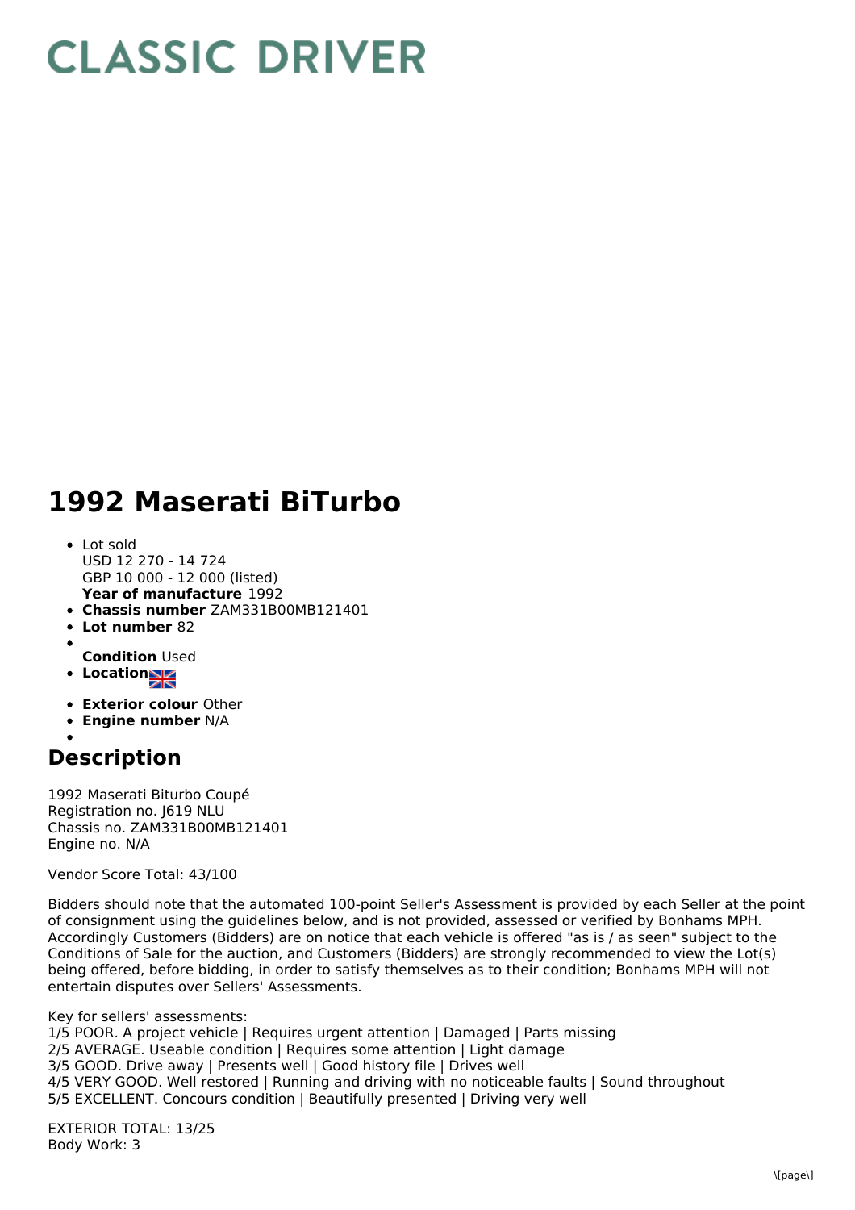# CLASSIC DRIVER

# 1992 Maserati BiTurbo

- Lot sold
  USD 12 270 - 14 724
  GBP 10 000 - 12 000 (listed)
  **Year of manufacture** 1992
- **Chassis number** ZAM331B00MB121401
- **Lot number** 82
- **Condition** Used
- **Location**
- **Exterior colour** Other
- **Engine number** N/A

## Description

1992 Maserati Biturbo Coupé
Registration no. J619 NLU
Chassis no. ZAM331B00MB121401
Engine no. N/A

Vendor Score Total: 43/100

Bidders should note that the automated 100-point Seller's Assessment is provided by each Seller at the point of consignment using the guidelines below, and is not provided, assessed or verified by Bonhams MPH. Accordingly Customers (Bidders) are on notice that each vehicle is offered "as is / as seen" subject to the Conditions of Sale for the auction, and Customers (Bidders) are strongly recommended to view the Lot(s) being offered, before bidding, in order to satisfy themselves as to their condition; Bonhams MPH will not entertain disputes over Sellers' Assessments.

Key for sellers' assessments:
1/5 POOR. A project vehicle | Requires urgent attention | Damaged | Parts missing
2/5 AVERAGE. Useable condition | Requires some attention | Light damage
3/5 GOOD. Drive away | Presents well | Good history file | Drives well
4/5 VERY GOOD. Well restored | Running and driving with no noticeable faults | Sound throughout
5/5 EXCELLENT. Concours condition | Beautifully presented | Driving very well

EXTERIOR TOTAL: 13/25
Body Work: 3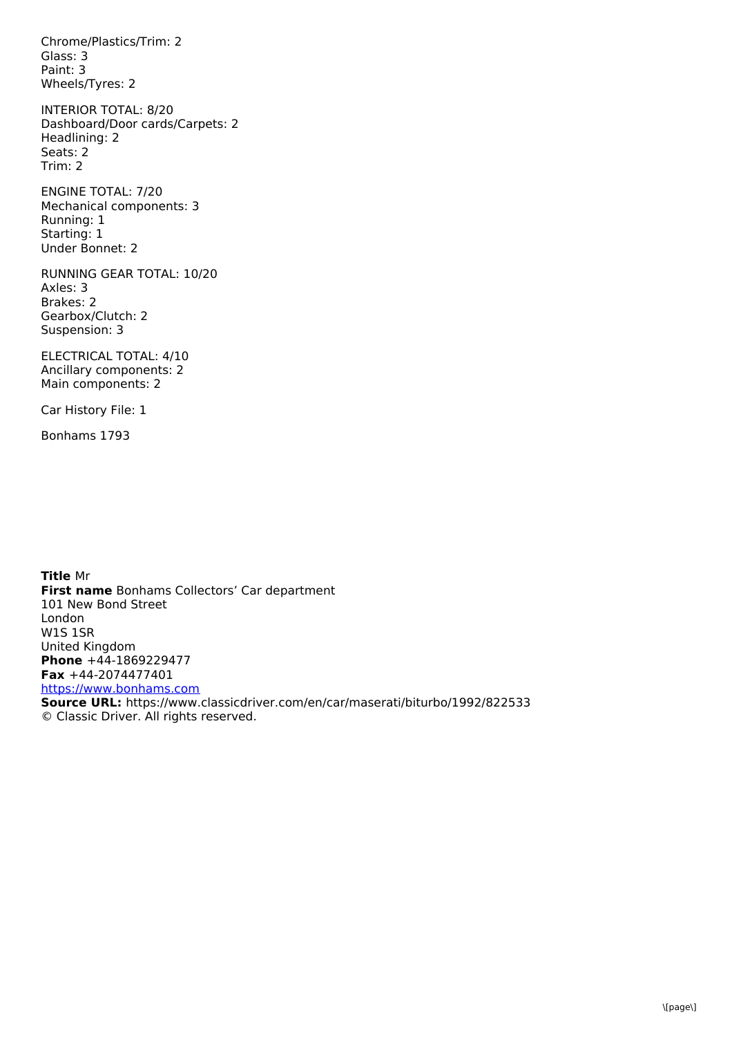Chrome/Plastics/Trim: 2
Glass: 3
Paint: 3
Wheels/Tyres: 2

INTERIOR TOTAL: 8/20
Dashboard/Door cards/Carpets: 2
Headlining: 2
Seats: 2
Trim: 2

ENGINE TOTAL: 7/20
Mechanical components: 3
Running: 1
Starting: 1
Under Bonnet: 2

RUNNING GEAR TOTAL: 10/20
Axles: 3
Brakes: 2
Gearbox/Clutch: 2
Suspension: 3

ELECTRICAL TOTAL: 4/10
Ancillary components: 2
Main components: 2

Car History File: 1

Bonhams 1793

**Title** Mr
**First name** Bonhams Collectors' Car department
101 New Bond Street
London
W1S 1SR
United Kingdom
**Phone** +44-1869229477
**Fax** +44-2074477401
https://www.bonhams.com
**Source URL:** https://www.classicdriver.com/en/car/maserati/biturbo/1992/822533
© Classic Driver. All rights reserved.